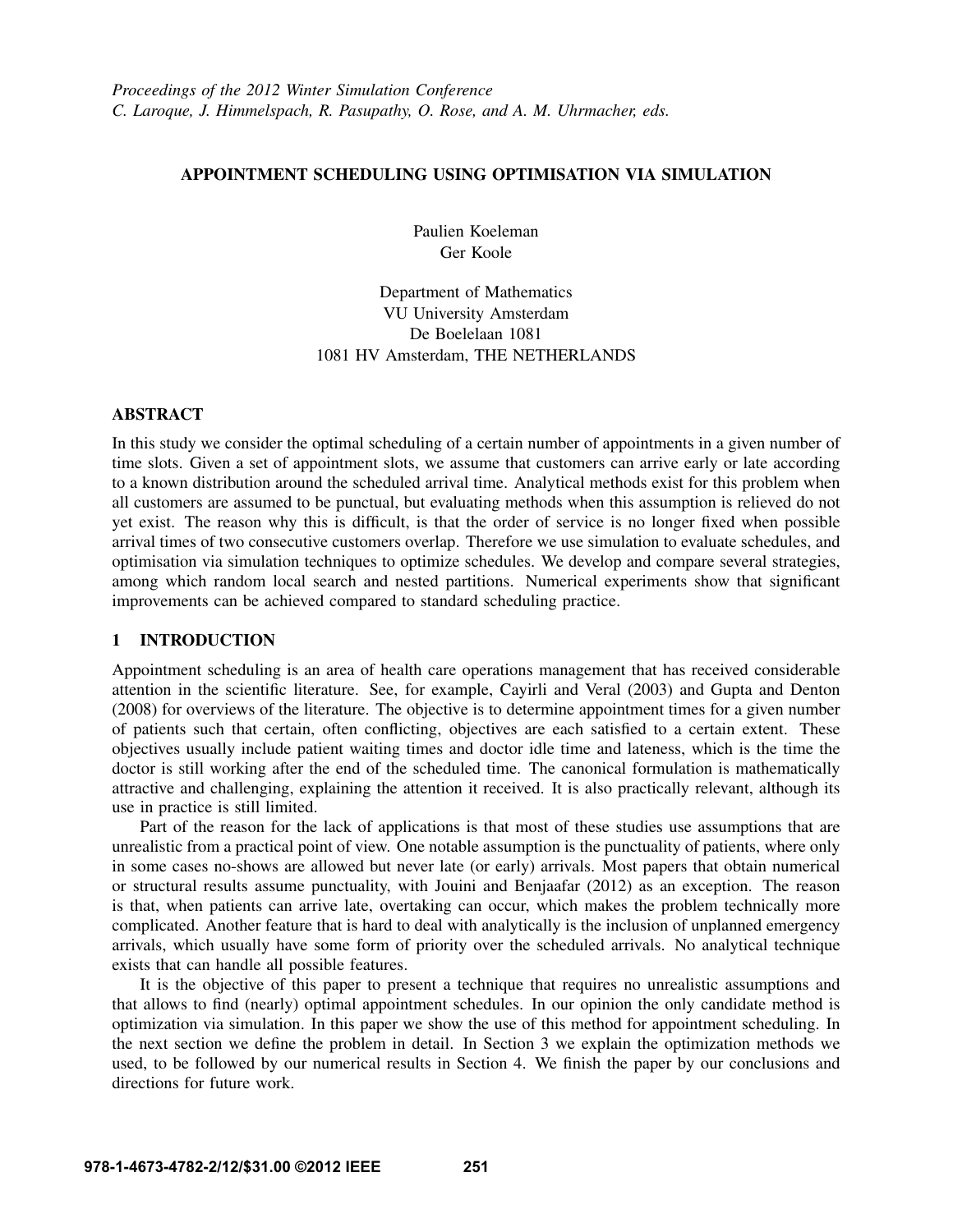*Proceedings of the 2012 Winter Simulation Conference*
*C. Laroque, J. Himmelspach, R. Pasupathy, O. Rose, and A. M. Uhrmacher, eds.*

# APPOINTMENT SCHEDULING USING OPTIMISATION VIA SIMULATION

Paulien Koeleman
Ger Koole

Department of Mathematics
VU University Amsterdam
De Boelelaan 1081
1081 HV Amsterdam, THE NETHERLANDS

## ABSTRACT

In this study we consider the optimal scheduling of a certain number of appointments in a given number of time slots. Given a set of appointment slots, we assume that customers can arrive early or late according to a known distribution around the scheduled arrival time. Analytical methods exist for this problem when all customers are assumed to be punctual, but evaluating methods when this assumption is relieved do not yet exist. The reason why this is difficult, is that the order of service is no longer fixed when possible arrival times of two consecutive customers overlap. Therefore we use simulation to evaluate schedules, and optimisation via simulation techniques to optimize schedules. We develop and compare several strategies, among which random local search and nested partitions. Numerical experiments show that significant improvements can be achieved compared to standard scheduling practice.

## 1 INTRODUCTION

Appointment scheduling is an area of health care operations management that has received considerable attention in the scientific literature. See, for example, Cayirli and Veral (2003) and Gupta and Denton (2008) for overviews of the literature. The objective is to determine appointment times for a given number of patients such that certain, often conflicting, objectives are each satisfied to a certain extent. These objectives usually include patient waiting times and doctor idle time and lateness, which is the time the doctor is still working after the end of the scheduled time. The canonical formulation is mathematically attractive and challenging, explaining the attention it received. It is also practically relevant, although its use in practice is still limited.

Part of the reason for the lack of applications is that most of these studies use assumptions that are unrealistic from a practical point of view. One notable assumption is the punctuality of patients, where only in some cases no-shows are allowed but never late (or early) arrivals. Most papers that obtain numerical or structural results assume punctuality, with Jouini and Benjaafar (2012) as an exception. The reason is that, when patients can arrive late, overtaking can occur, which makes the problem technically more complicated. Another feature that is hard to deal with analytically is the inclusion of unplanned emergency arrivals, which usually have some form of priority over the scheduled arrivals. No analytical technique exists that can handle all possible features.

It is the objective of this paper to present a technique that requires no unrealistic assumptions and that allows to find (nearly) optimal appointment schedules. In our opinion the only candidate method is optimization via simulation. In this paper we show the use of this method for appointment scheduling. In the next section we define the problem in detail. In Section 3 we explain the optimization methods we used, to be followed by our numerical results in Section 4. We finish the paper by our conclusions and directions for future work.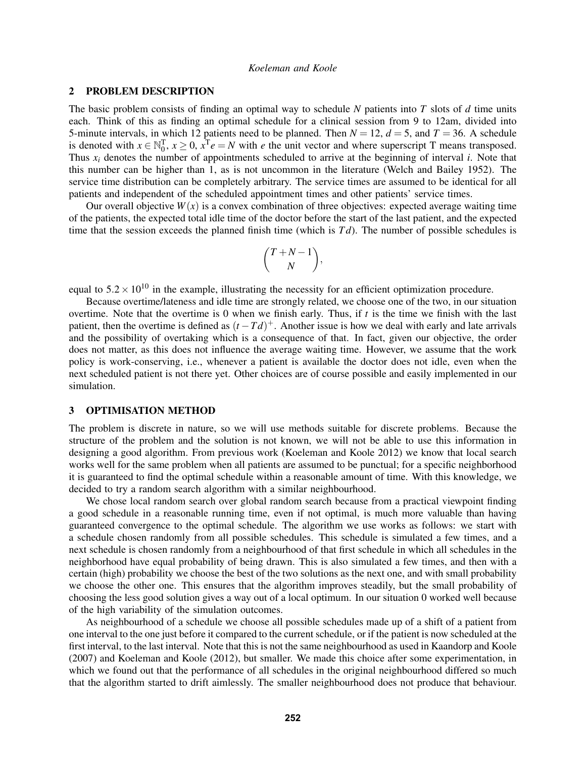## 2 PROBLEM DESCRIPTION

The basic problem consists of finding an optimal way to schedule $N$ patients into $T$ slots of $d$ time units each. Think of this as finding an optimal schedule for a clinical session from 9 to 12am, divided into 5-minute intervals, in which 12 patients need to be planned. Then $N = 12$, $d = 5$, and $T = 36$. A schedule is denoted with $x \in \mathbb{N}_0^{\mathrm{T}}$, $x \geq 0$, $x^{\mathrm{T}}e = N$ with $e$ the unit vector and where superscript T means transposed. Thus $x_i$ denotes the number of appointments scheduled to arrive at the beginning of interval $i$. Note that this number can be higher than 1, as is not uncommon in the literature (Welch and Bailey 1952). The service time distribution can be completely arbitrary. The service times are assumed to be identical for all patients and independent of the scheduled appointment times and other patients' service times.

Our overall objective $W(x)$ is a convex combination of three objectives: expected average waiting time of the patients, the expected total idle time of the doctor before the start of the last patient, and the expected time that the session exceeds the planned finish time (which is $Td$). The number of possible schedules is

$$\binom{T+N-1}{N},$$

equal to $5.2 \times 10^{10}$ in the example, illustrating the necessity for an efficient optimization procedure.

Because overtime/lateness and idle time are strongly related, we choose one of the two, in our situation overtime. Note that the overtime is 0 when we finish early. Thus, if $t$ is the time we finish with the last patient, then the overtime is defined as $(t - Td)^+$. Another issue is how we deal with early and late arrivals and the possibility of overtaking which is a consequence of that. In fact, given our objective, the order does not matter, as this does not influence the average waiting time. However, we assume that the work policy is work-conserving, i.e., whenever a patient is available the doctor does not idle, even when the next scheduled patient is not there yet. Other choices are of course possible and easily implemented in our simulation.

## 3 OPTIMISATION METHOD

The problem is discrete in nature, so we will use methods suitable for discrete problems. Because the structure of the problem and the solution is not known, we will not be able to use this information in designing a good algorithm. From previous work (Koeleman and Koole 2012) we know that local search works well for the same problem when all patients are assumed to be punctual; for a specific neighborhood it is guaranteed to find the optimal schedule within a reasonable amount of time. With this knowledge, we decided to try a random search algorithm with a similar neighbourhood.

We chose local random search over global random search because from a practical viewpoint finding a good schedule in a reasonable running time, even if not optimal, is much more valuable than having guaranteed convergence to the optimal schedule. The algorithm we use works as follows: we start with a schedule chosen randomly from all possible schedules. This schedule is simulated a few times, and a next schedule is chosen randomly from a neighbourhood of that first schedule in which all schedules in the neighborhood have equal probability of being drawn. This is also simulated a few times, and then with a certain (high) probability we choose the best of the two solutions as the next one, and with small probability we choose the other one. This ensures that the algorithm improves steadily, but the small probability of choosing the less good solution gives a way out of a local optimum. In our situation 0 worked well because of the high variability of the simulation outcomes.

As neighbourhood of a schedule we choose all possible schedules made up of a shift of a patient from one interval to the one just before it compared to the current schedule, or if the patient is now scheduled at the first interval, to the last interval. Note that this is not the same neighbourhood as used in Kaandorp and Koole (2007) and Koeleman and Koole (2012), but smaller. We made this choice after some experimentation, in which we found out that the performance of all schedules in the original neighbourhood differed so much that the algorithm started to drift aimlessly. The smaller neighbourhood does not produce that behaviour.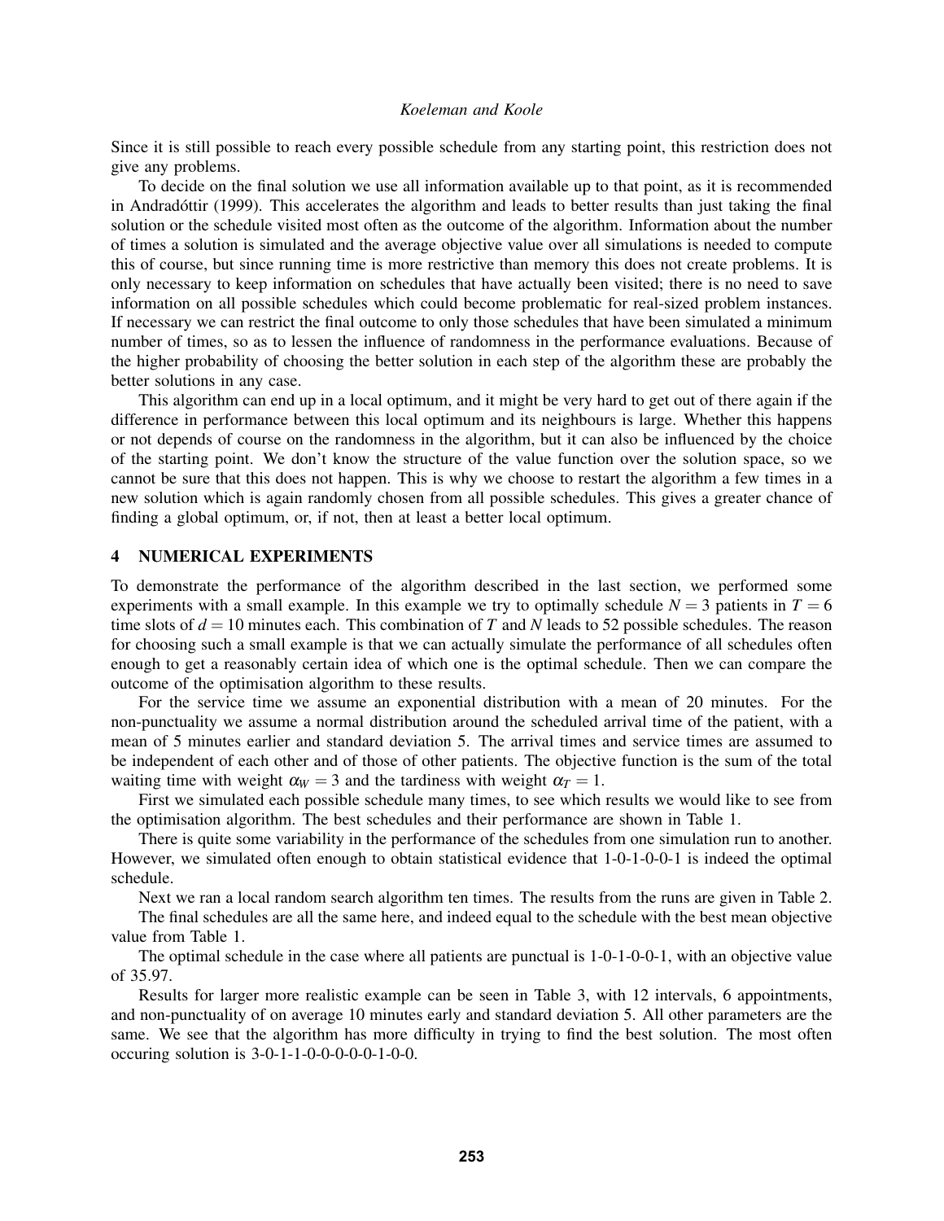Since it is still possible to reach every possible schedule from any starting point, this restriction does not give any problems.

To decide on the final solution we use all information available up to that point, as it is recommended in Andradóttir (1999). This accelerates the algorithm and leads to better results than just taking the final solution or the schedule visited most often as the outcome of the algorithm. Information about the number of times a solution is simulated and the average objective value over all simulations is needed to compute this of course, but since running time is more restrictive than memory this does not create problems. It is only necessary to keep information on schedules that have actually been visited; there is no need to save information on all possible schedules which could become problematic for real-sized problem instances. If necessary we can restrict the final outcome to only those schedules that have been simulated a minimum number of times, so as to lessen the influence of randomness in the performance evaluations. Because of the higher probability of choosing the better solution in each step of the algorithm these are probably the better solutions in any case.

This algorithm can end up in a local optimum, and it might be very hard to get out of there again if the difference in performance between this local optimum and its neighbours is large. Whether this happens or not depends of course on the randomness in the algorithm, but it can also be influenced by the choice of the starting point. We don't know the structure of the value function over the solution space, so we cannot be sure that this does not happen. This is why we choose to restart the algorithm a few times in a new solution which is again randomly chosen from all possible schedules. This gives a greater chance of finding a global optimum, or, if not, then at least a better local optimum.

## 4 NUMERICAL EXPERIMENTS

To demonstrate the performance of the algorithm described in the last section, we performed some experiments with a small example. In this example we try to optimally schedule $N = 3$ patients in $T = 6$ time slots of $d = 10$ minutes each. This combination of $T$ and $N$ leads to 52 possible schedules. The reason for choosing such a small example is that we can actually simulate the performance of all schedules often enough to get a reasonably certain idea of which one is the optimal schedule. Then we can compare the outcome of the optimisation algorithm to these results.

For the service time we assume an exponential distribution with a mean of 20 minutes. For the non-punctuality we assume a normal distribution around the scheduled arrival time of the patient, with a mean of 5 minutes earlier and standard deviation 5. The arrival times and service times are assumed to be independent of each other and of those of other patients. The objective function is the sum of the total waiting time with weight $\alpha_W = 3$ and the tardiness with weight $\alpha_T = 1$.

First we simulated each possible schedule many times, to see which results we would like to see from the optimisation algorithm. The best schedules and their performance are shown in Table 1.

There is quite some variability in the performance of the schedules from one simulation run to another. However, we simulated often enough to obtain statistical evidence that 1-0-1-0-0-1 is indeed the optimal schedule.

Next we ran a local random search algorithm ten times. The results from the runs are given in Table 2.

The final schedules are all the same here, and indeed equal to the schedule with the best mean objective value from Table 1.

The optimal schedule in the case where all patients are punctual is 1-0-1-0-0-1, with an objective value of 35.97.

Results for larger more realistic example can be seen in Table 3, with 12 intervals, 6 appointments, and non-punctuality of on average 10 minutes early and standard deviation 5. All other parameters are the same. We see that the algorithm has more difficulty in trying to find the best solution. The most often occuring solution is 3-0-1-1-0-0-0-0-0-1-0-0.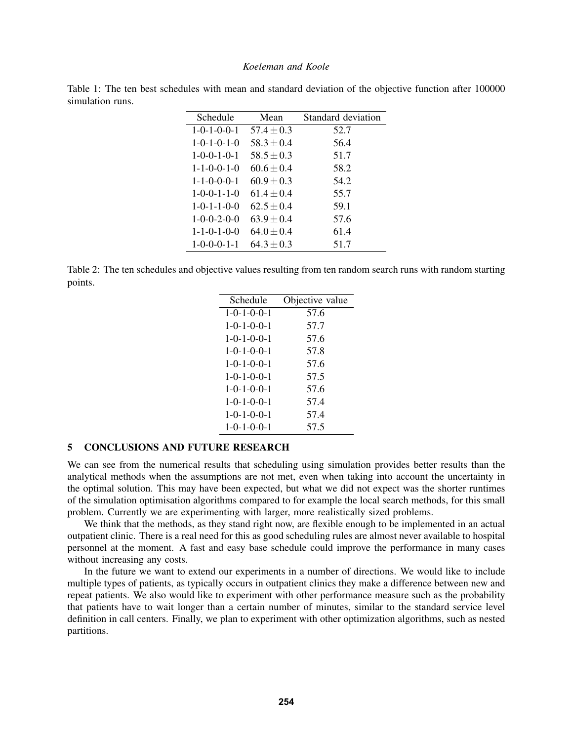Table 1: The ten best schedules with mean and standard deviation of the objective function after 100000 simulation runs.

| Schedule | Mean | Standard deviation |
|---|---|---|
| 1-0-1-0-0-1 | $57.4 \pm 0.3$ | 52.7 |
| 1-0-1-0-1-0 | $58.3 \pm 0.4$ | 56.4 |
| 1-0-0-1-0-1 | $58.5 \pm 0.3$ | 51.7 |
| 1-1-0-0-1-0 | $60.6 \pm 0.4$ | 58.2 |
| 1-1-0-0-0-1 | $60.9 \pm 0.3$ | 54.2 |
| 1-0-0-1-1-0 | $61.4 \pm 0.4$ | 55.7 |
| 1-0-1-1-0-0 | $62.5 \pm 0.4$ | 59.1 |
| 1-0-0-2-0-0 | $63.9 \pm 0.4$ | 57.6 |
| 1-1-0-1-0-0 | $64.0 \pm 0.4$ | 61.4 |
| 1-0-0-0-1-1 | $64.3 \pm 0.3$ | 51.7 |

Table 2: The ten schedules and objective values resulting from ten random search runs with random starting points.

| Schedule | Objective value |
|---|---|
| 1-0-1-0-0-1 | 57.6 |
| 1-0-1-0-0-1 | 57.7 |
| 1-0-1-0-0-1 | 57.6 |
| 1-0-1-0-0-1 | 57.8 |
| 1-0-1-0-0-1 | 57.6 |
| 1-0-1-0-0-1 | 57.5 |
| 1-0-1-0-0-1 | 57.6 |
| 1-0-1-0-0-1 | 57.4 |
| 1-0-1-0-0-1 | 57.4 |
| 1-0-1-0-0-1 | 57.5 |

## 5 CONCLUSIONS AND FUTURE RESEARCH

We can see from the numerical results that scheduling using simulation provides better results than the analytical methods when the assumptions are not met, even when taking into account the uncertainty in the optimal solution. This may have been expected, but what we did not expect was the shorter runtimes of the simulation optimisation algorithms compared to for example the local search methods, for this small problem. Currently we are experimenting with larger, more realistically sized problems.

We think that the methods, as they stand right now, are flexible enough to be implemented in an actual outpatient clinic. There is a real need for this as good scheduling rules are almost never available to hospital personnel at the moment. A fast and easy base schedule could improve the performance in many cases without increasing any costs.

In the future we want to extend our experiments in a number of directions. We would like to include multiple types of patients, as typically occurs in outpatient clinics they make a difference between new and repeat patients. We also would like to experiment with other performance measure such as the probability that patients have to wait longer than a certain number of minutes, similar to the standard service level definition in call centers. Finally, we plan to experiment with other optimization algorithms, such as nested partitions.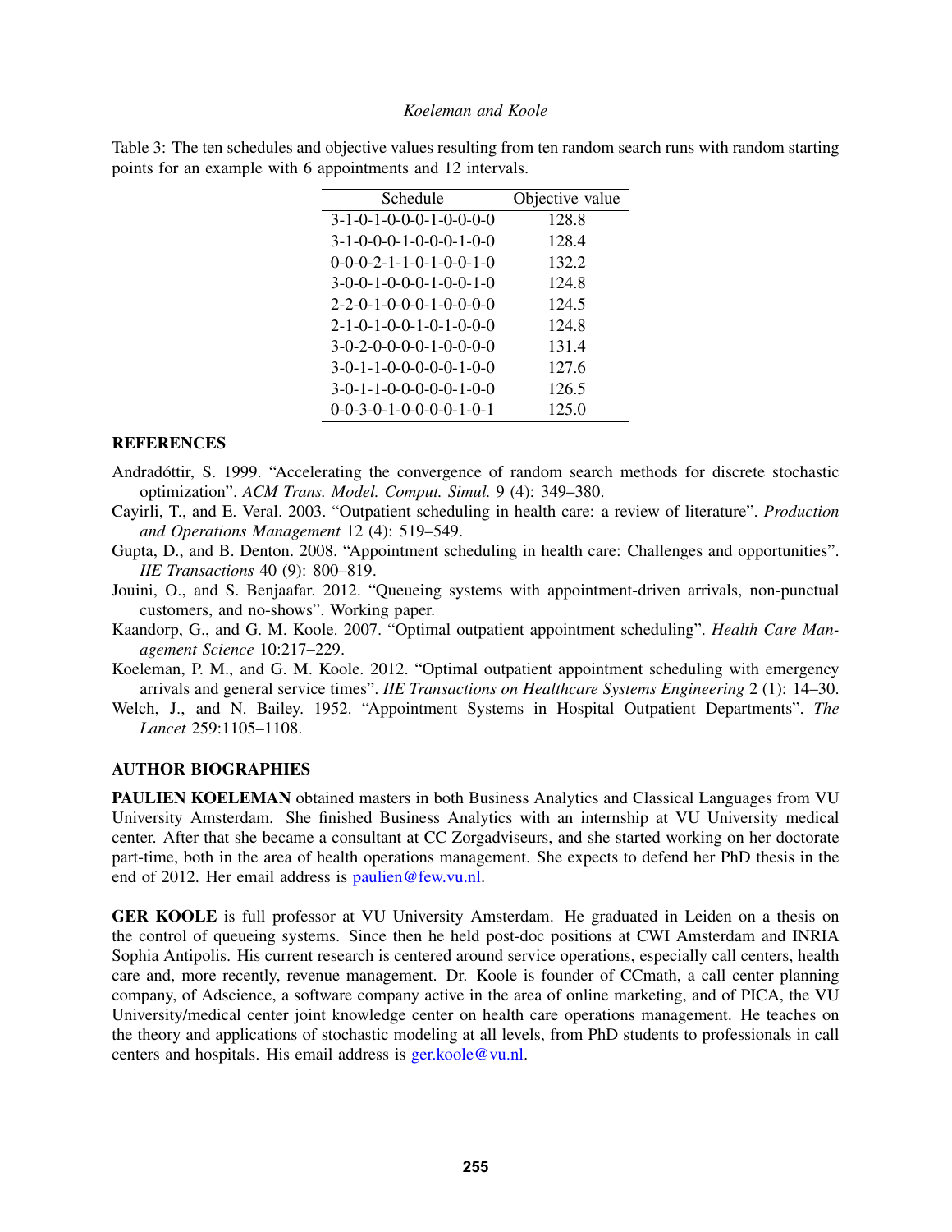Table 3: The ten schedules and objective values resulting from ten random search runs with random starting points for an example with 6 appointments and 12 intervals.

| Schedule | Objective value |
|---|---|
| 3-1-0-1-0-0-0-1-0-0-0-0 | 128.8 |
| 3-1-0-0-0-1-0-0-0-1-0-0 | 128.4 |
| 0-0-0-2-1-1-0-1-0-0-1-0 | 132.2 |
| 3-0-0-1-0-0-0-1-0-0-1-0 | 124.8 |
| 2-2-0-1-0-0-0-1-0-0-0-0 | 124.5 |
| 2-1-0-1-0-0-1-0-1-0-0-0 | 124.8 |
| 3-0-2-0-0-0-0-1-0-0-0-0 | 131.4 |
| 3-0-1-1-0-0-0-0-0-1-0-0 | 127.6 |
| 3-0-1-1-0-0-0-0-0-1-0-0 | 126.5 |
| 0-0-3-0-1-0-0-0-0-1-0-1 | 125.0 |

## REFERENCES

Andradóttir, S. 1999. "Accelerating the convergence of random search methods for discrete stochastic optimization". *ACM Trans. Model. Comput. Simul.* 9 (4): 349–380.

Cayirli, T., and E. Veral. 2003. "Outpatient scheduling in health care: a review of literature". *Production and Operations Management* 12 (4): 519–549.

Gupta, D., and B. Denton. 2008. "Appointment scheduling in health care: Challenges and opportunities". *IIE Transactions* 40 (9): 800–819.

Jouini, O., and S. Benjaafar. 2012. "Queueing systems with appointment-driven arrivals, non-punctual customers, and no-shows". Working paper.

Kaandorp, G., and G. M. Koole. 2007. "Optimal outpatient appointment scheduling". *Health Care Management Science* 10:217–229.

Koeleman, P. M., and G. M. Koole. 2012. "Optimal outpatient appointment scheduling with emergency arrivals and general service times". *IIE Transactions on Healthcare Systems Engineering* 2 (1): 14–30.

Welch, J., and N. Bailey. 1952. "Appointment Systems in Hospital Outpatient Departments". *The Lancet* 259:1105–1108.

## AUTHOR BIOGRAPHIES

**PAULIEN KOELEMAN** obtained masters in both Business Analytics and Classical Languages from VU University Amsterdam. She finished Business Analytics with an internship at VU University medical center. After that she became a consultant at CC Zorgadviseurs, and she started working on her doctorate part-time, both in the area of health operations management. She expects to defend her PhD thesis in the end of 2012. Her email address is paulien@few.vu.nl.

**GER KOOLE** is full professor at VU University Amsterdam. He graduated in Leiden on a thesis on the control of queueing systems. Since then he held post-doc positions at CWI Amsterdam and INRIA Sophia Antipolis. His current research is centered around service operations, especially call centers, health care and, more recently, revenue management. Dr. Koole is founder of CCmath, a call center planning company, of Adscience, a software company active in the area of online marketing, and of PICA, the VU University/medical center joint knowledge center on health care operations management. He teaches on the theory and applications of stochastic modeling at all levels, from PhD students to professionals in call centers and hospitals. His email address is ger.koole@vu.nl.